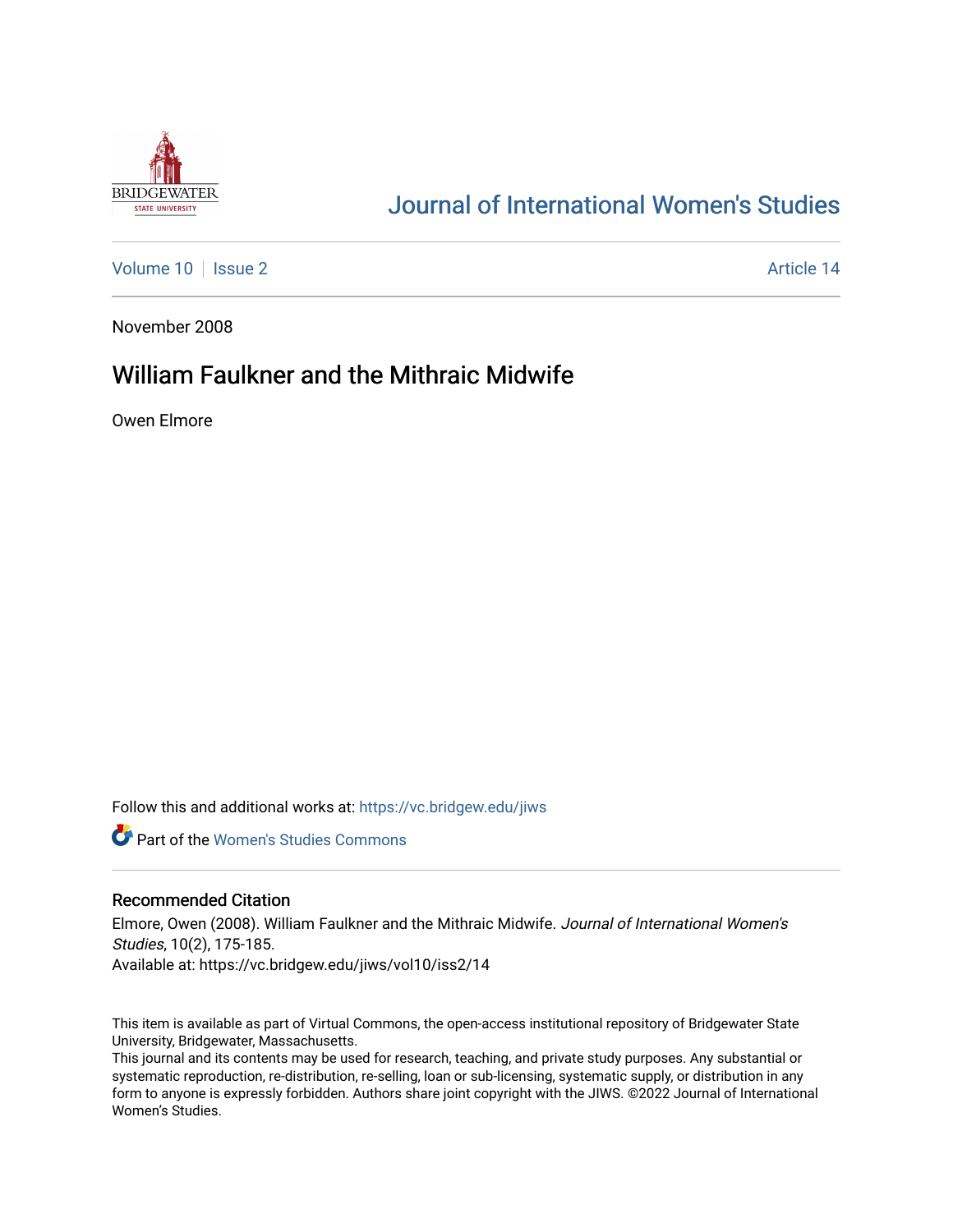# Journal of International Women's Studies

Volume 10 | Issue 2 | Article 14

November 2008

## William Faulkner and the Mithraic Midwife

Owen Elmore

Follow this and additional works at: https://vc.bridgew.edu/jiws

Part of the Women's Studies Commons

### Recommended Citation

Elmore, Owen (2008). William Faulkner and the Mithraic Midwife. *Journal of International Women's Studies*, 10(2), 175-185.

Available at: https://vc.bridgew.edu/jiws/vol10/iss2/14

This item is available as part of Virtual Commons, the open-access institutional repository of Bridgewater State University, Bridgewater, Massachusetts.

This journal and its contents may be used for research, teaching, and private study purposes. Any substantial or systematic reproduction, re-distribution, re-selling, loan or sub-licensing, systematic supply, or distribution in any form to anyone is expressly forbidden. Authors share joint copyright with the JIWS. ©2022 Journal of International Women's Studies.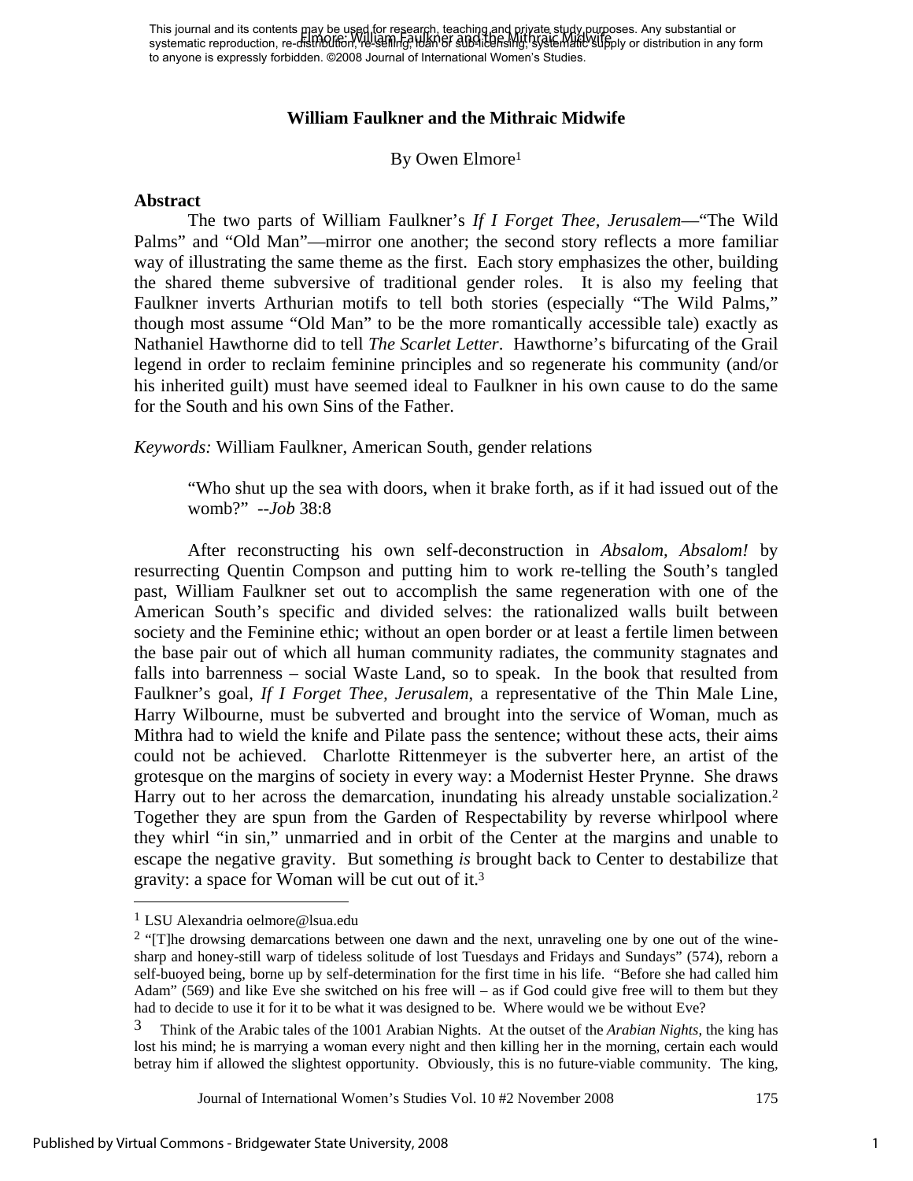This journal and its contents may be used for research, teaching and private study purposes. Any substantial or systematic reproduction, re-distribution, re-selling, loan or sub-licensing, systematic supply or distribution in any form to anyone is expressly forbidden. ©2008 Journal of International Women's Studies.

# William Faulkner and the Mithraic Midwife

By Owen Elmore[1]

## Abstract

The two parts of William Faulkner's *If I Forget Thee, Jerusalem*—"The Wild Palms" and "Old Man"—mirror one another; the second story reflects a more familiar way of illustrating the same theme as the first. Each story emphasizes the other, building the shared theme subversive of traditional gender roles. It is also my feeling that Faulkner inverts Arthurian motifs to tell both stories (especially "The Wild Palms," though most assume "Old Man" to be the more romantically accessible tale) exactly as Nathaniel Hawthorne did to tell *The Scarlet Letter*. Hawthorne's bifurcating of the Grail legend in order to reclaim feminine principles and so regenerate his community (and/or his inherited guilt) must have seemed ideal to Faulkner in his own cause to do the same for the South and his own Sins of the Father.

*Keywords:* William Faulkner, American South, gender relations

> "Who shut up the sea with doors, when it brake forth, as if it had issued out of the womb?" --*Job* 38:8

After reconstructing his own self-deconstruction in *Absalom, Absalom!* by resurrecting Quentin Compson and putting him to work re-telling the South's tangled past, William Faulkner set out to accomplish the same regeneration with one of the American South's specific and divided selves: the rationalized walls built between society and the Feminine ethic; without an open border or at least a fertile limen between the base pair out of which all human community radiates, the community stagnates and falls into barrenness – social Waste Land, so to speak. In the book that resulted from Faulkner's goal, *If I Forget Thee, Jerusalem*, a representative of the Thin Male Line, Harry Wilbourne, must be subverted and brought into the service of Woman, much as Mithra had to wield the knife and Pilate pass the sentence; without these acts, their aims could not be achieved. Charlotte Rittenmeyer is the subverter here, an artist of the grotesque on the margins of society in every way: a Modernist Hester Prynne. She draws Harry out to her across the demarcation, inundating his already unstable socialization.[2] Together they are spun from the Garden of Respectability by reverse whirlpool where they whirl "in sin," unmarried and in orbit of the Center at the margins and unable to escape the negative gravity. But something *is* brought back to Center to destabilize that gravity: a space for Woman will be cut out of it.[3]

---

[1] LSU Alexandria oelmore@lsua.edu

[2] "[T]he drowsing demarcations between one dawn and the next, unraveling one by one out of the wine-sharp and honey-still warp of tideless solitude of lost Tuesdays and Fridays and Sundays" (574), reborn a self-buoyed being, borne up by self-determination for the first time in his life. "Before she had called him Adam" (569) and like Eve she switched on his free will – as if God could give free will to them but they had to decide to use it for it to be what it was designed to be. Where would we be without Eve?

[3] Think of the Arabic tales of the 1001 Arabian Nights. At the outset of the *Arabian Nights*, the king has lost his mind; he is marrying a woman every night and then killing her in the morning, certain each would betray him if allowed the slightest opportunity. Obviously, this is no future-viable community. The king,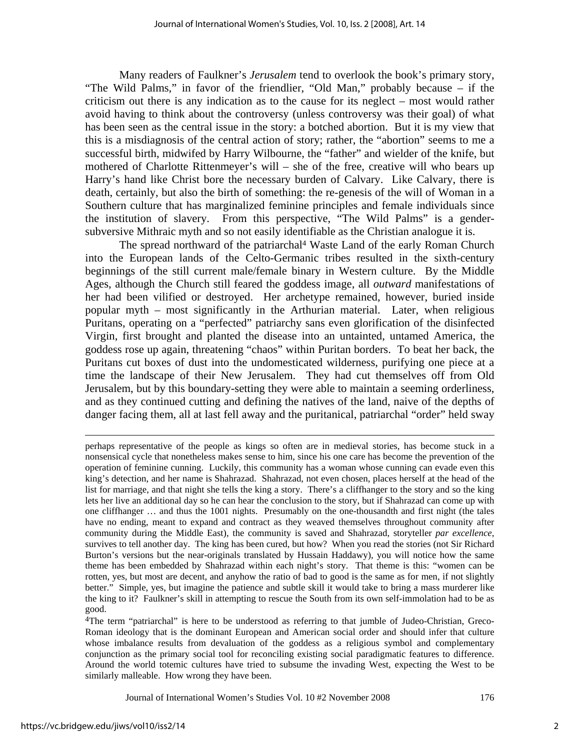Many readers of Faulkner's *Jerusalem* tend to overlook the book's primary story, "The Wild Palms," in favor of the friendlier, "Old Man," probably because – if the criticism out there is any indication as to the cause for its neglect – most would rather avoid having to think about the controversy (unless controversy was their goal) of what has been seen as the central issue in the story: a botched abortion. But it is my view that this is a misdiagnosis of the central action of story; rather, the "abortion" seems to me a successful birth, midwifed by Harry Wilbourne, the "father" and wielder of the knife, but mothered of Charlotte Rittenmeyer's will – she of the free, creative will who bears up Harry's hand like Christ bore the necessary burden of Calvary. Like Calvary, there is death, certainly, but also the birth of something: the re-genesis of the will of Woman in a Southern culture that has marginalized feminine principles and female individuals since the institution of slavery. From this perspective, "The Wild Palms" is a gender-subversive Mithraic myth and so not easily identifiable as the Christian analogue it is.

The spread northward of the patriarchal[4] Waste Land of the early Roman Church into the European lands of the Celto-Germanic tribes resulted in the sixth-century beginnings of the still current male/female binary in Western culture. By the Middle Ages, although the Church still feared the goddess image, all *outward* manifestations of her had been vilified or destroyed. Her archetype remained, however, buried inside popular myth – most significantly in the Arthurian material. Later, when religious Puritans, operating on a "perfected" patriarchy sans even glorification of the disinfected Virgin, first brought and planted the disease into an untainted, untamed America, the goddess rose up again, threatening "chaos" within Puritan borders. To beat her back, the Puritans cut boxes of dust into the undomesticated wilderness, purifying one piece at a time the landscape of their New Jerusalem. They had cut themselves off from Old Jerusalem, but by this boundary-setting they were able to maintain a seeming orderliness, and as they continued cutting and defining the natives of the land, naive of the depths of danger facing them, all at last fell away and the puritanical, patriarchal "order" held sway

---

perhaps representative of the people as kings so often are in medieval stories, has become stuck in a nonsensical cycle that nonetheless makes sense to him, since his one care has become the prevention of the operation of feminine cunning. Luckily, this community has a woman whose cunning can evade even this king's detection, and her name is Shahrazad. Shahrazad, not even chosen, places herself at the head of the list for marriage, and that night she tells the king a story. There's a cliffhanger to the story and so the king lets her live an additional day so he can hear the conclusion to the story, but if Shahrazad can come up with one cliffhanger … and thus the 1001 nights. Presumably on the one-thousandth and first night (the tales have no ending, meant to expand and contract as they weaved themselves throughout community after community during the Middle East), the community is saved and Shahrazad, storyteller *par excellence*, survives to tell another day. The king has been cured, but how? When you read the stories (not Sir Richard Burton's versions but the near-originals translated by Hussain Haddawy), you will notice how the same theme has been embedded by Shahrazad within each night's story. That theme is this: "women can be rotten, yes, but most are decent, and anyhow the ratio of bad to good is the same as for men, if not slightly better." Simple, yes, but imagine the patience and subtle skill it would take to bring a mass murderer like the king to it? Faulkner's skill in attempting to rescue the South from its own self-immolation had to be as good.

[4]The term "patriarchal" is here to be understood as referring to that jumble of Judeo-Christian, Greco-Roman ideology that is the dominant European and American social order and should infer that culture whose imbalance results from devaluation of the goddess as a religious symbol and complementary conjunction as the primary social tool for reconciling existing social paradigmatic features to difference. Around the world totemic cultures have tried to subsume the invading West, expecting the West to be similarly malleable. How wrong they have been.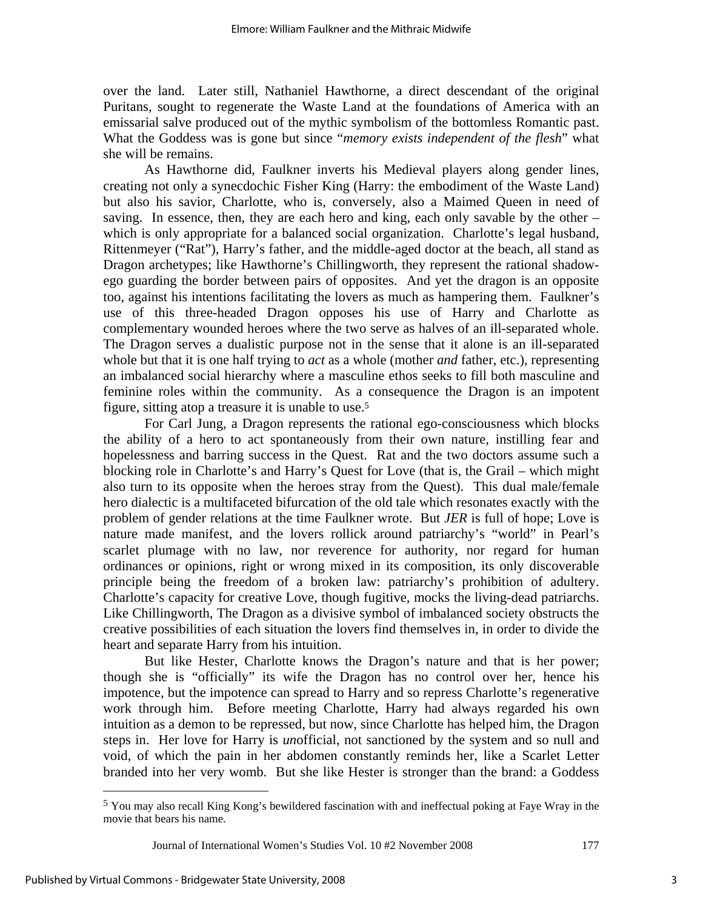over the land. Later still, Nathaniel Hawthorne, a direct descendant of the original Puritans, sought to regenerate the Waste Land at the foundations of America with an emissarial salve produced out of the mythic symbolism of the bottomless Romantic past. What the Goddess was is gone but since "*memory exists independent of the flesh*" what she will be remains.

As Hawthorne did, Faulkner inverts his Medieval players along gender lines, creating not only a synecdochic Fisher King (Harry: the embodiment of the Waste Land) but also his savior, Charlotte, who is, conversely, also a Maimed Queen in need of saving. In essence, then, they are each hero and king, each only savable by the other – which is only appropriate for a balanced social organization. Charlotte's legal husband, Rittenmeyer ("Rat"), Harry's father, and the middle-aged doctor at the beach, all stand as Dragon archetypes; like Hawthorne's Chillingworth, they represent the rational shadow-ego guarding the border between pairs of opposites. And yet the dragon is an opposite too, against his intentions facilitating the lovers as much as hampering them. Faulkner's use of this three-headed Dragon opposes his use of Harry and Charlotte as complementary wounded heroes where the two serve as halves of an ill-separated whole. The Dragon serves a dualistic purpose not in the sense that it alone is an ill-separated whole but that it is one half trying to *act* as a whole (mother *and* father, etc.), representing an imbalanced social hierarchy where a masculine ethos seeks to fill both masculine and feminine roles within the community. As a consequence the Dragon is an impotent figure, sitting atop a treasure it is unable to use.[5]

For Carl Jung, a Dragon represents the rational ego-consciousness which blocks the ability of a hero to act spontaneously from their own nature, instilling fear and hopelessness and barring success in the Quest. Rat and the two doctors assume such a blocking role in Charlotte's and Harry's Quest for Love (that is, the Grail – which might also turn to its opposite when the heroes stray from the Quest). This dual male/female hero dialectic is a multifaceted bifurcation of the old tale which resonates exactly with the problem of gender relations at the time Faulkner wrote. But *JER* is full of hope; Love is nature made manifest, and the lovers rollick around patriarchy's "world" in Pearl's scarlet plumage with no law, nor reverence for authority, nor regard for human ordinances or opinions, right or wrong mixed in its composition, its only discoverable principle being the freedom of a broken law: patriarchy's prohibition of adultery. Charlotte's capacity for creative Love, though fugitive, mocks the living-dead patriarchs. Like Chillingworth, The Dragon as a divisive symbol of imbalanced society obstructs the creative possibilities of each situation the lovers find themselves in, in order to divide the heart and separate Harry from his intuition.

But like Hester, Charlotte knows the Dragon's nature and that is her power; though she is "officially" its wife the Dragon has no control over her, hence his impotence, but the impotence can spread to Harry and so repress Charlotte's regenerative work through him. Before meeting Charlotte, Harry had always regarded his own intuition as a demon to be repressed, but now, since Charlotte has helped him, the Dragon steps in. Her love for Harry is *un*official, not sanctioned by the system and so null and void, of which the pain in her abdomen constantly reminds her, like a Scarlet Letter branded into her very womb. But she like Hester is stronger than the brand: a Goddess

---

[5] You may also recall King Kong's bewildered fascination with and ineffectual poking at Faye Wray in the movie that bears his name.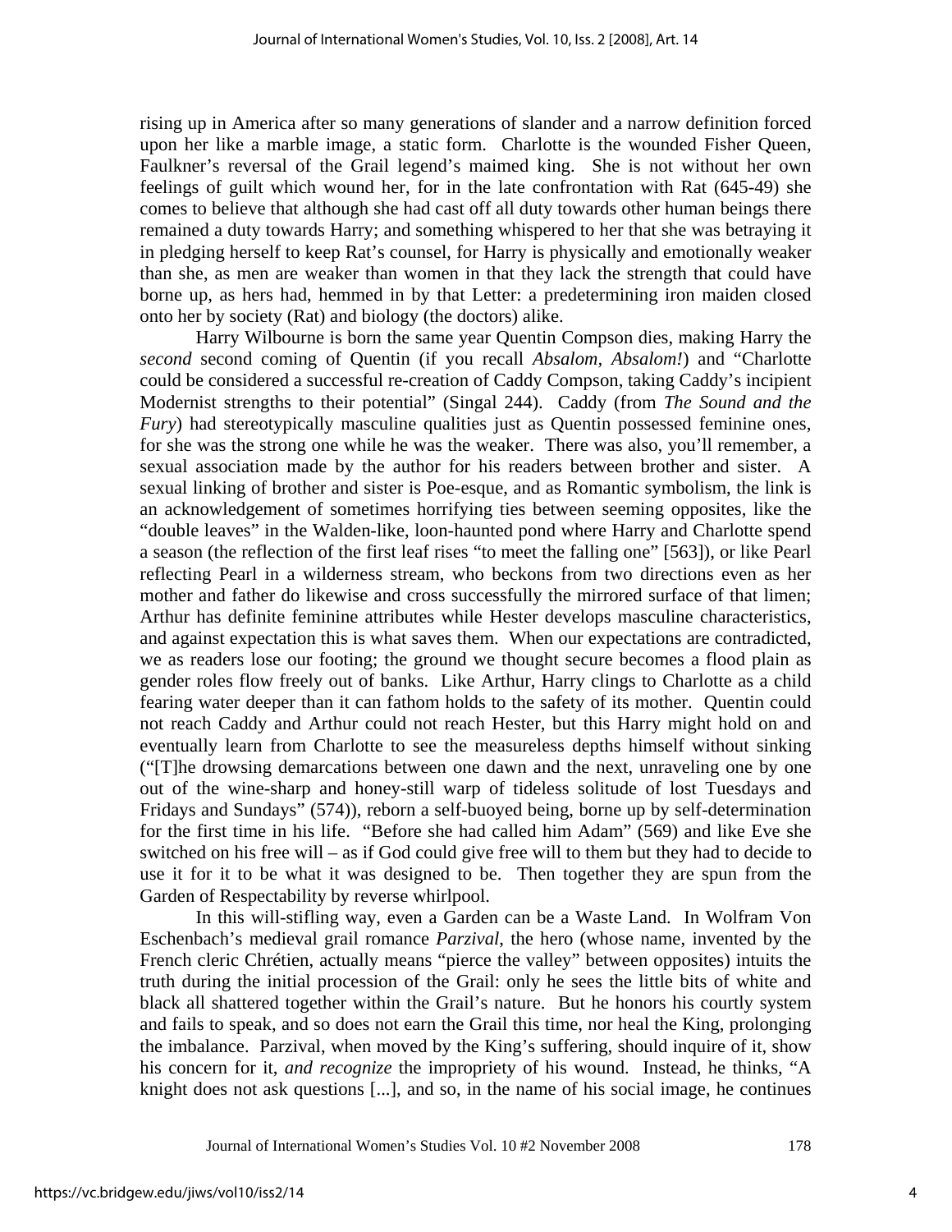rising up in America after so many generations of slander and a narrow definition forced upon her like a marble image, a static form. Charlotte is the wounded Fisher Queen, Faulkner's reversal of the Grail legend's maimed king. She is not without her own feelings of guilt which wound her, for in the late confrontation with Rat (645-49) she comes to believe that although she had cast off all duty towards other human beings there remained a duty towards Harry; and something whispered to her that she was betraying it in pledging herself to keep Rat's counsel, for Harry is physically and emotionally weaker than she, as men are weaker than women in that they lack the strength that could have borne up, as hers had, hemmed in by that Letter: a predetermining iron maiden closed onto her by society (Rat) and biology (the doctors) alike.

Harry Wilbourne is born the same year Quentin Compson dies, making Harry the *second* second coming of Quentin (if you recall *Absalom, Absalom!*) and "Charlotte could be considered a successful re-creation of Caddy Compson, taking Caddy's incipient Modernist strengths to their potential" (Singal 244). Caddy (from *The Sound and the Fury*) had stereotypically masculine qualities just as Quentin possessed feminine ones, for she was the strong one while he was the weaker. There was also, you'll remember, a sexual association made by the author for his readers between brother and sister. A sexual linking of brother and sister is Poe-esque, and as Romantic symbolism, the link is an acknowledgement of sometimes horrifying ties between seeming opposites, like the "double leaves" in the Walden-like, loon-haunted pond where Harry and Charlotte spend a season (the reflection of the first leaf rises "to meet the falling one" [563]), or like Pearl reflecting Pearl in a wilderness stream, who beckons from two directions even as her mother and father do likewise and cross successfully the mirrored surface of that limen; Arthur has definite feminine attributes while Hester develops masculine characteristics, and against expectation this is what saves them. When our expectations are contradicted, we as readers lose our footing; the ground we thought secure becomes a flood plain as gender roles flow freely out of banks. Like Arthur, Harry clings to Charlotte as a child fearing water deeper than it can fathom holds to the safety of its mother. Quentin could not reach Caddy and Arthur could not reach Hester, but this Harry might hold on and eventually learn from Charlotte to see the measureless depths himself without sinking ("[T]he drowsing demarcations between one dawn and the next, unraveling one by one out of the wine-sharp and honey-still warp of tideless solitude of lost Tuesdays and Fridays and Sundays" (574)), reborn a self-buoyed being, borne up by self-determination for the first time in his life. "Before she had called him Adam" (569) and like Eve she switched on his free will – as if God could give free will to them but they had to decide to use it for it to be what it was designed to be. Then together they are spun from the Garden of Respectability by reverse whirlpool.

In this will-stifling way, even a Garden can be a Waste Land. In Wolfram Von Eschenbach's medieval grail romance *Parzival*, the hero (whose name, invented by the French cleric Chrétien, actually means "pierce the valley" between opposites) intuits the truth during the initial procession of the Grail: only he sees the little bits of white and black all shattered together within the Grail's nature. But he honors his courtly system and fails to speak, and so does not earn the Grail this time, nor heal the King, prolonging the imbalance. Parzival, when moved by the King's suffering, should inquire of it, show his concern for it, *and recognize* the impropriety of his wound. Instead, he thinks, "A knight does not ask questions [...], and so, in the name of his social image, he continues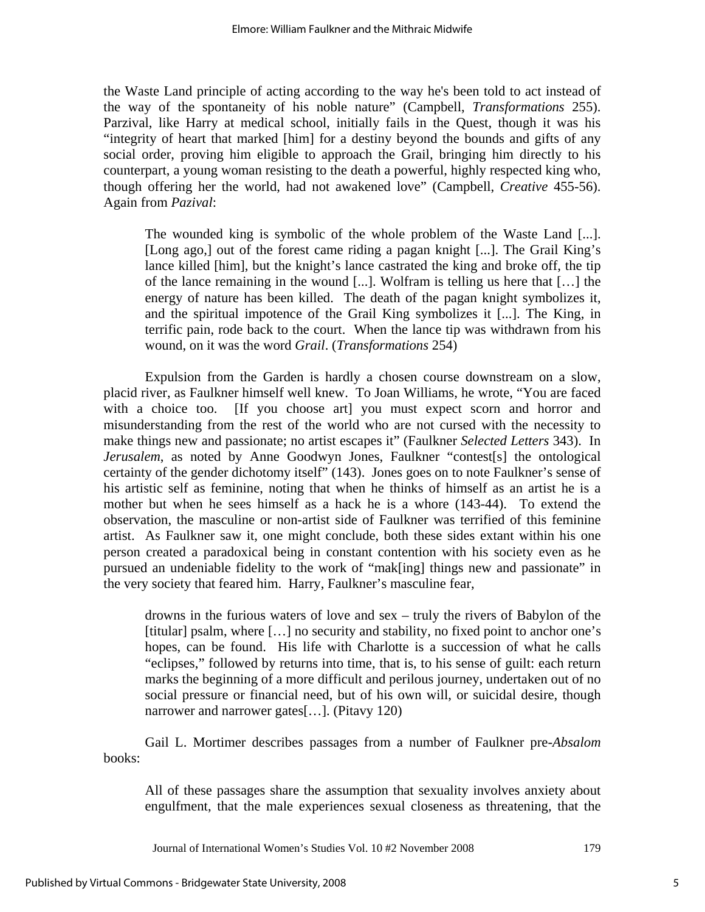the Waste Land principle of acting according to the way he's been told to act instead of the way of the spontaneity of his noble nature" (Campbell, *Transformations* 255). Parzival, like Harry at medical school, initially fails in the Quest, though it was his "integrity of heart that marked [him] for a destiny beyond the bounds and gifts of any social order, proving him eligible to approach the Grail, bringing him directly to his counterpart, a young woman resisting to the death a powerful, highly respected king who, though offering her the world, had not awakened love" (Campbell, *Creative* 455-56). Again from *Pazival*:

> The wounded king is symbolic of the whole problem of the Waste Land [...]. [Long ago,] out of the forest came riding a pagan knight [...]. The Grail King's lance killed [him], but the knight's lance castrated the king and broke off, the tip of the lance remaining in the wound [...]. Wolfram is telling us here that […] the energy of nature has been killed. The death of the pagan knight symbolizes it, and the spiritual impotence of the Grail King symbolizes it [...]. The King, in terrific pain, rode back to the court. When the lance tip was withdrawn from his wound, on it was the word *Grail*. (*Transformations* 254)

Expulsion from the Garden is hardly a chosen course downstream on a slow, placid river, as Faulkner himself well knew. To Joan Williams, he wrote, "You are faced with a choice too. [If you choose art] you must expect scorn and horror and misunderstanding from the rest of the world who are not cursed with the necessity to make things new and passionate; no artist escapes it" (Faulkner *Selected Letters* 343). In *Jerusalem*, as noted by Anne Goodwyn Jones, Faulkner "contest[s] the ontological certainty of the gender dichotomy itself" (143). Jones goes on to note Faulkner's sense of his artistic self as feminine, noting that when he thinks of himself as an artist he is a mother but when he sees himself as a hack he is a whore (143-44). To extend the observation, the masculine or non-artist side of Faulkner was terrified of this feminine artist. As Faulkner saw it, one might conclude, both these sides extant within his one person created a paradoxical being in constant contention with his society even as he pursued an undeniable fidelity to the work of "mak[ing] things new and passionate" in the very society that feared him. Harry, Faulkner's masculine fear,

> drowns in the furious waters of love and sex – truly the rivers of Babylon of the [titular] psalm, where […] no security and stability, no fixed point to anchor one's hopes, can be found. His life with Charlotte is a succession of what he calls "eclipses," followed by returns into time, that is, to his sense of guilt: each return marks the beginning of a more difficult and perilous journey, undertaken out of no social pressure or financial need, but of his own will, or suicidal desire, though narrower and narrower gates[…]. (Pitavy 120)

Gail L. Mortimer describes passages from a number of Faulkner pre-*Absalom* books:

> All of these passages share the assumption that sexuality involves anxiety about engulfment, that the male experiences sexual closeness as threatening, that the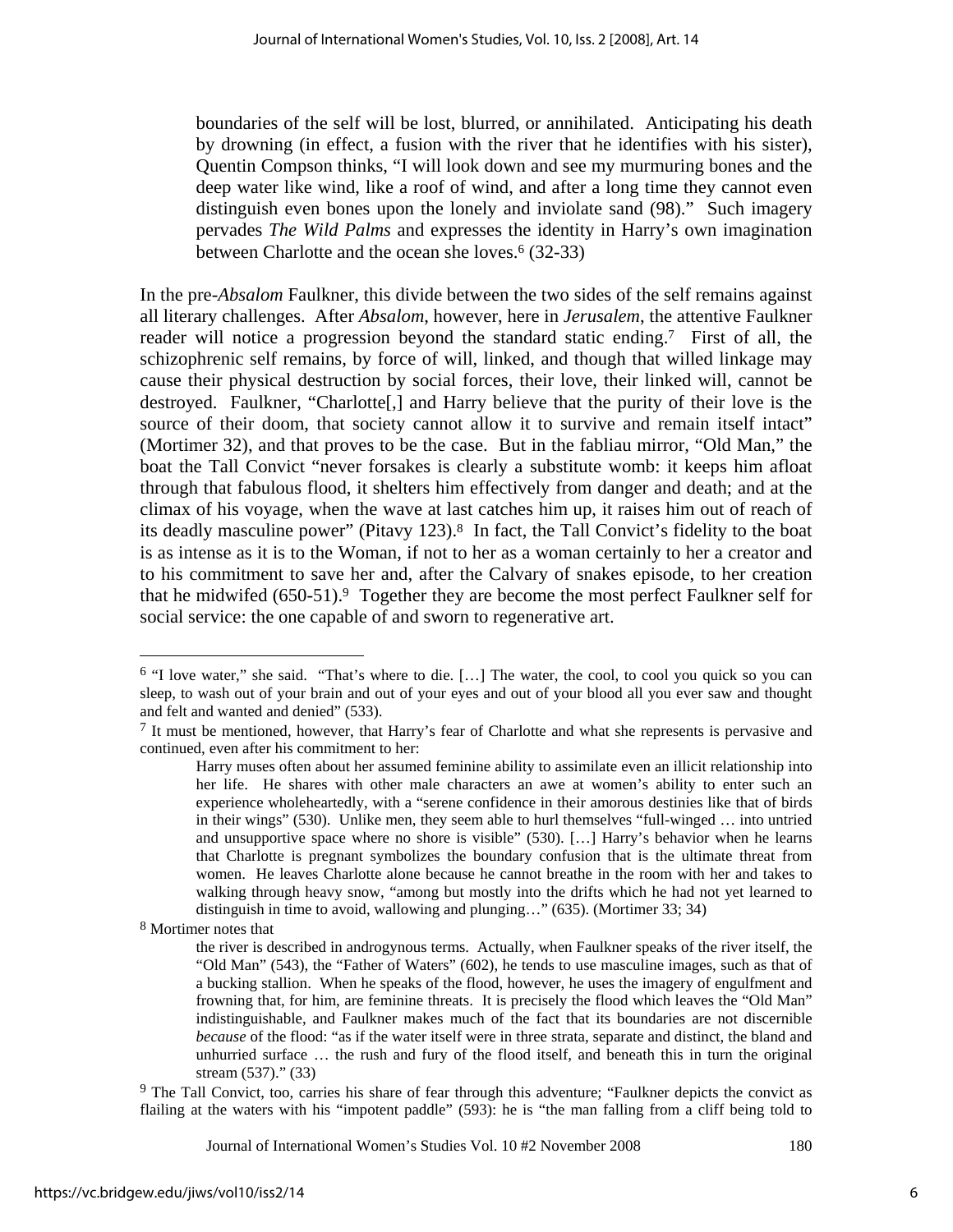> boundaries of the self will be lost, blurred, or annihilated. Anticipating his death by drowning (in effect, a fusion with the river that he identifies with his sister), Quentin Compson thinks, "I will look down and see my murmuring bones and the deep water like wind, like a roof of wind, and after a long time they cannot even distinguish even bones upon the lonely and inviolate sand (98)." Such imagery pervades *The Wild Palms* and expresses the identity in Harry's own imagination between Charlotte and the ocean she loves.[6] (32-33)

In the pre-*Absalom* Faulkner, this divide between the two sides of the self remains against all literary challenges. After *Absalom*, however, here in *Jerusalem*, the attentive Faulkner reader will notice a progression beyond the standard static ending.[7] First of all, the schizophrenic self remains, by force of will, linked, and though that willed linkage may cause their physical destruction by social forces, their love, their linked will, cannot be destroyed. Faulkner, "Charlotte[,] and Harry believe that the purity of their love is the source of their doom, that society cannot allow it to survive and remain itself intact" (Mortimer 32), and that proves to be the case. But in the fabliau mirror, "Old Man," the boat the Tall Convict "never forsakes is clearly a substitute womb: it keeps him afloat through that fabulous flood, it shelters him effectively from danger and death; and at the climax of his voyage, when the wave at last catches him up, it raises him out of reach of its deadly masculine power" (Pitavy 123).[8] In fact, the Tall Convict's fidelity to the boat is as intense as it is to the Woman, if not to her as a woman certainly to her a creator and to his commitment to save her and, after the Calvary of snakes episode, to her creation that he midwifed (650-51).[9] Together they are become the most perfect Faulkner self for social service: the one capable of and sworn to regenerative art.

---

[6] "I love water," she said. "That's where to die. […] The water, the cool, to cool you quick so you can sleep, to wash out of your brain and out of your eyes and out of your blood all you ever saw and thought and felt and wanted and denied" (533).

[7] It must be mentioned, however, that Harry's fear of Charlotte and what she represents is pervasive and continued, even after his commitment to her:

> Harry muses often about her assumed feminine ability to assimilate even an illicit relationship into her life. He shares with other male characters an awe at women's ability to enter such an experience wholeheartedly, with a "serene confidence in their amorous destinies like that of birds in their wings" (530). Unlike men, they seem able to hurl themselves "full-winged … into untried and unsupportive space where no shore is visible" (530). […] Harry's behavior when he learns that Charlotte is pregnant symbolizes the boundary confusion that is the ultimate threat from women. He leaves Charlotte alone because he cannot breathe in the room with her and takes to walking through heavy snow, "among but mostly into the drifts which he had not yet learned to distinguish in time to avoid, wallowing and plunging…" (635). (Mortimer 33; 34)

[8] Mortimer notes that

> the river is described in androgynous terms. Actually, when Faulkner speaks of the river itself, the "Old Man" (543), the "Father of Waters" (602), he tends to use masculine images, such as that of a bucking stallion. When he speaks of the flood, however, he uses the imagery of engulfment and frowning that, for him, are feminine threats. It is precisely the flood which leaves the "Old Man" indistinguishable, and Faulkner makes much of the fact that its boundaries are not discernible *because* of the flood: "as if the water itself were in three strata, separate and distinct, the bland and unhurried surface … the rush and fury of the flood itself, and beneath this in turn the original stream (537)." (33)

[9] The Tall Convict, too, carries his share of fear through this adventure; "Faulkner depicts the convict as flailing at the waters with his "impotent paddle" (593): he is "the man falling from a cliff being told to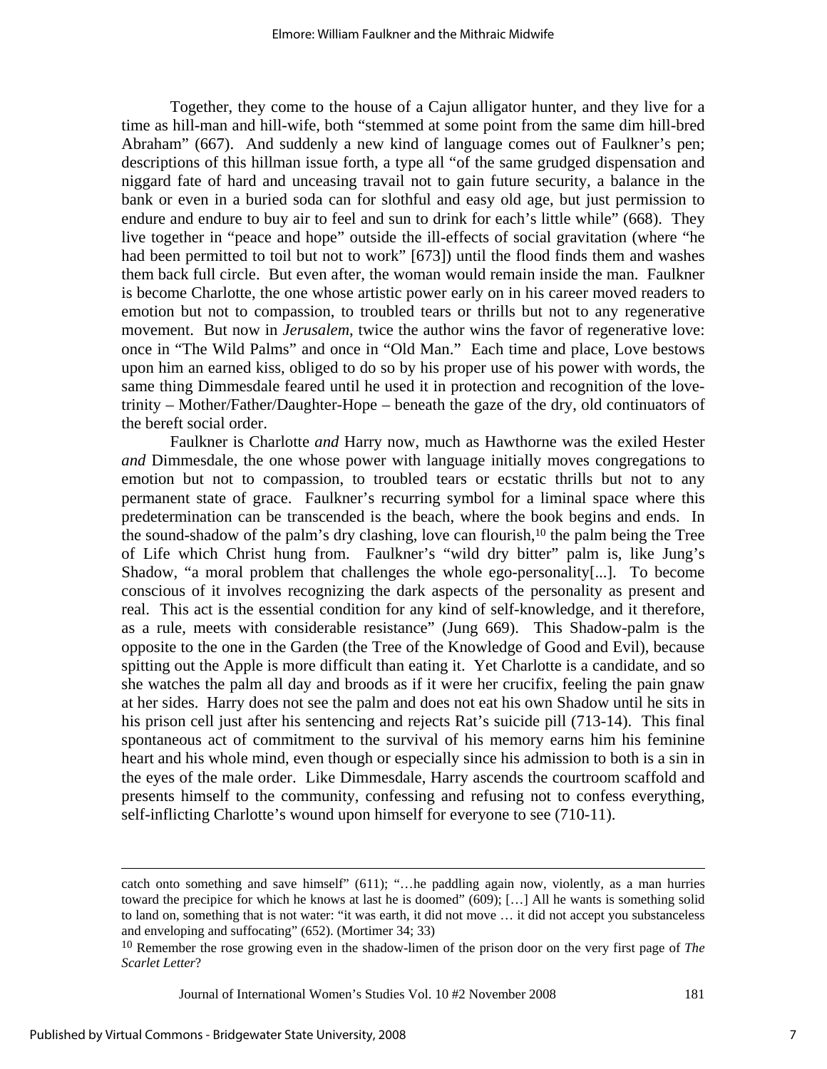Together, they come to the house of a Cajun alligator hunter, and they live for a time as hill-man and hill-wife, both "stemmed at some point from the same dim hill-bred Abraham" (667). And suddenly a new kind of language comes out of Faulkner's pen; descriptions of this hillman issue forth, a type all "of the same grudged dispensation and niggard fate of hard and unceasing travail not to gain future security, a balance in the bank or even in a buried soda can for slothful and easy old age, but just permission to endure and endure to buy air to feel and sun to drink for each's little while" (668). They live together in "peace and hope" outside the ill-effects of social gravitation (where "he had been permitted to toil but not to work" [673]) until the flood finds them and washes them back full circle. But even after, the woman would remain inside the man. Faulkner is become Charlotte, the one whose artistic power early on in his career moved readers to emotion but not to compassion, to troubled tears or thrills but not to any regenerative movement. But now in *Jerusalem*, twice the author wins the favor of regenerative love: once in "The Wild Palms" and once in "Old Man." Each time and place, Love bestows upon him an earned kiss, obliged to do so by his proper use of his power with words, the same thing Dimmesdale feared until he used it in protection and recognition of the love-trinity – Mother/Father/Daughter-Hope – beneath the gaze of the dry, old continuators of the bereft social order.

Faulkner is Charlotte *and* Harry now, much as Hawthorne was the exiled Hester *and* Dimmesdale, the one whose power with language initially moves congregations to emotion but not to compassion, to troubled tears or ecstatic thrills but not to any permanent state of grace. Faulkner's recurring symbol for a liminal space where this predetermination can be transcended is the beach, where the book begins and ends. In the sound-shadow of the palm's dry clashing, love can flourish,[10] the palm being the Tree of Life which Christ hung from. Faulkner's "wild dry bitter" palm is, like Jung's Shadow, "a moral problem that challenges the whole ego-personality[...]. To become conscious of it involves recognizing the dark aspects of the personality as present and real. This act is the essential condition for any kind of self-knowledge, and it therefore, as a rule, meets with considerable resistance" (Jung 669). This Shadow-palm is the opposite to the one in the Garden (the Tree of the Knowledge of Good and Evil), because spitting out the Apple is more difficult than eating it. Yet Charlotte is a candidate, and so she watches the palm all day and broods as if it were her crucifix, feeling the pain gnaw at her sides. Harry does not see the palm and does not eat his own Shadow until he sits in his prison cell just after his sentencing and rejects Rat's suicide pill (713-14). This final spontaneous act of commitment to the survival of his memory earns him his feminine heart and his whole mind, even though or especially since his admission to both is a sin in the eyes of the male order. Like Dimmesdale, Harry ascends the courtroom scaffold and presents himself to the community, confessing and refusing not to confess everything, self-inflicting Charlotte's wound upon himself for everyone to see (710-11).

---

catch onto something and save himself" (611); "…he paddling again now, violently, as a man hurries toward the precipice for which he knows at last he is doomed" (609); […] All he wants is something solid to land on, something that is not water: "it was earth, it did not move … it did not accept you substanceless and enveloping and suffocating" (652). (Mortimer 34; 33)

[10] Remember the rose growing even in the shadow-limen of the prison door on the very first page of *The Scarlet Letter*?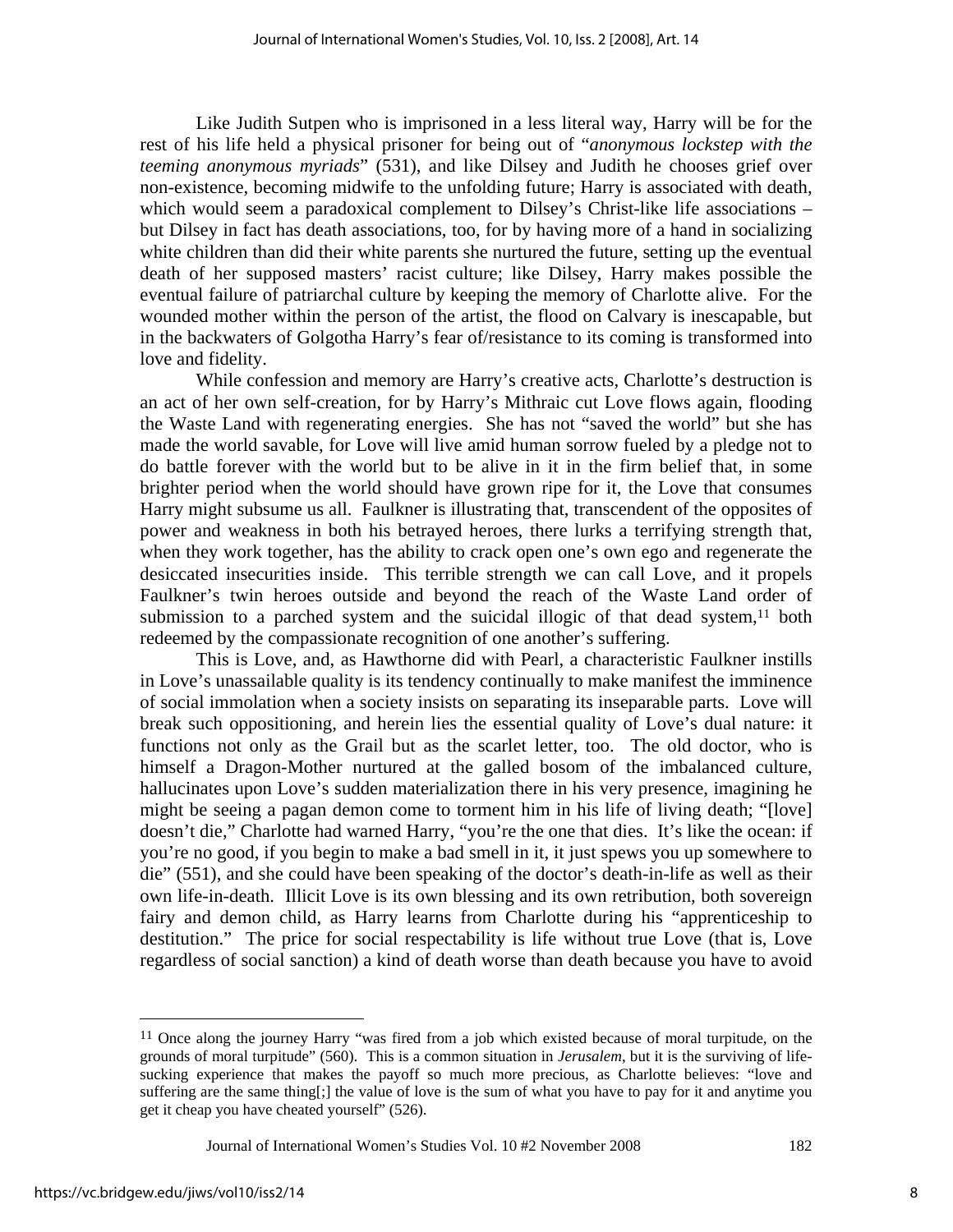Like Judith Sutpen who is imprisoned in a less literal way, Harry will be for the rest of his life held a physical prisoner for being out of "*anonymous lockstep with the teeming anonymous myriads*" (531), and like Dilsey and Judith he chooses grief over non-existence, becoming midwife to the unfolding future; Harry is associated with death, which would seem a paradoxical complement to Dilsey's Christ-like life associations – but Dilsey in fact has death associations, too, for by having more of a hand in socializing white children than did their white parents she nurtured the future, setting up the eventual death of her supposed masters' racist culture; like Dilsey, Harry makes possible the eventual failure of patriarchal culture by keeping the memory of Charlotte alive. For the wounded mother within the person of the artist, the flood on Calvary is inescapable, but in the backwaters of Golgotha Harry's fear of/resistance to its coming is transformed into love and fidelity.

While confession and memory are Harry's creative acts, Charlotte's destruction is an act of her own self-creation, for by Harry's Mithraic cut Love flows again, flooding the Waste Land with regenerating energies. She has not "saved the world" but she has made the world savable, for Love will live amid human sorrow fueled by a pledge not to do battle forever with the world but to be alive in it in the firm belief that, in some brighter period when the world should have grown ripe for it, the Love that consumes Harry might subsume us all. Faulkner is illustrating that, transcendent of the opposites of power and weakness in both his betrayed heroes, there lurks a terrifying strength that, when they work together, has the ability to crack open one's own ego and regenerate the desiccated insecurities inside. This terrible strength we can call Love, and it propels Faulkner's twin heroes outside and beyond the reach of the Waste Land order of submission to a parched system and the suicidal illogic of that dead system,[11] both redeemed by the compassionate recognition of one another's suffering.

This is Love, and, as Hawthorne did with Pearl, a characteristic Faulkner instills in Love's unassailable quality is its tendency continually to make manifest the imminence of social immolation when a society insists on separating its inseparable parts. Love will break such oppositioning, and herein lies the essential quality of Love's dual nature: it functions not only as the Grail but as the scarlet letter, too. The old doctor, who is himself a Dragon-Mother nurtured at the galled bosom of the imbalanced culture, hallucinates upon Love's sudden materialization there in his very presence, imagining he might be seeing a pagan demon come to torment him in his life of living death; "[love] doesn't die," Charlotte had warned Harry, "you're the one that dies. It's like the ocean: if you're no good, if you begin to make a bad smell in it, it just spews you up somewhere to die" (551), and she could have been speaking of the doctor's death-in-life as well as their own life-in-death. Illicit Love is its own blessing and its own retribution, both sovereign fairy and demon child, as Harry learns from Charlotte during his "apprenticeship to destitution." The price for social respectability is life without true Love (that is, Love regardless of social sanction) a kind of death worse than death because you have to avoid

---

[11] Once along the journey Harry "was fired from a job which existed because of moral turpitude, on the grounds of moral turpitude" (560). This is a common situation in *Jerusalem*, but it is the surviving of life-sucking experience that makes the payoff so much more precious, as Charlotte believes: "love and suffering are the same thing[;] the value of love is the sum of what you have to pay for it and anytime you get it cheap you have cheated yourself" (526).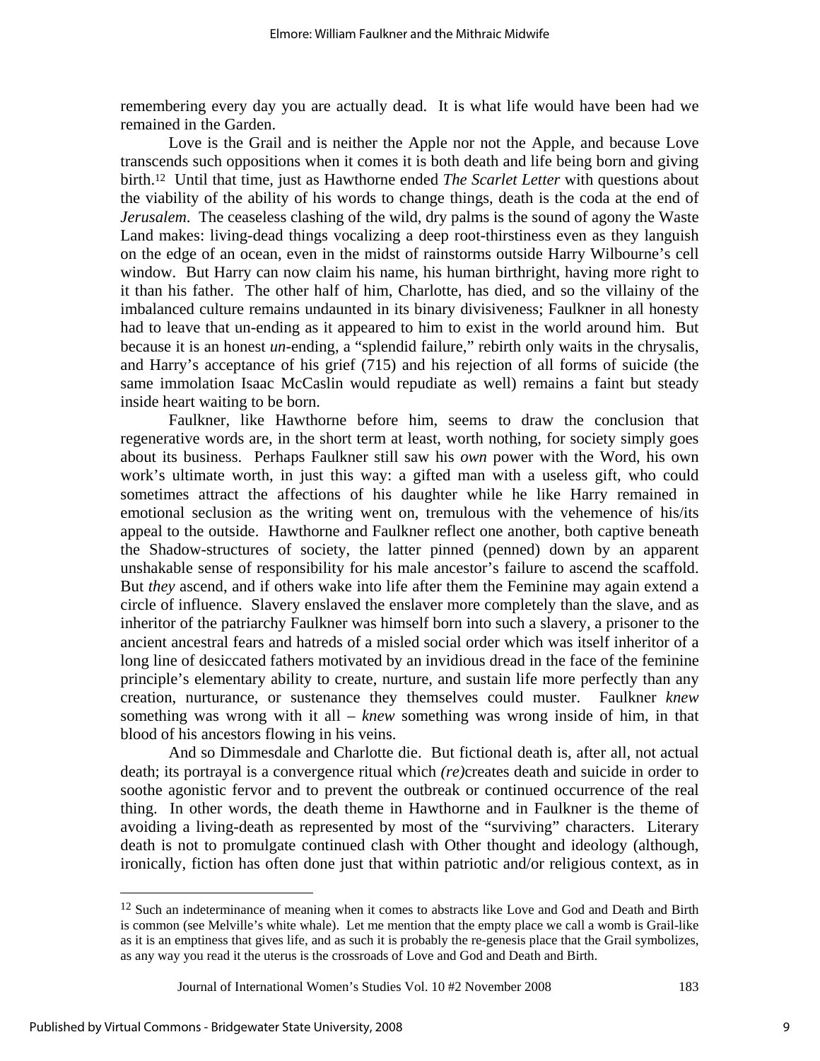remembering every day you are actually dead. It is what life would have been had we remained in the Garden.

Love is the Grail and is neither the Apple nor not the Apple, and because Love transcends such oppositions when it comes it is both death and life being born and giving birth.[12] Until that time, just as Hawthorne ended *The Scarlet Letter* with questions about the viability of the ability of his words to change things, death is the coda at the end of *Jerusalem*. The ceaseless clashing of the wild, dry palms is the sound of agony the Waste Land makes: living-dead things vocalizing a deep root-thirstiness even as they languish on the edge of an ocean, even in the midst of rainstorms outside Harry Wilbourne's cell window. But Harry can now claim his name, his human birthright, having more right to it than his father. The other half of him, Charlotte, has died, and so the villainy of the imbalanced culture remains undaunted in its binary divisiveness; Faulkner in all honesty had to leave that un-ending as it appeared to him to exist in the world around him. But because it is an honest *un*-ending, a "splendid failure," rebirth only waits in the chrysalis, and Harry's acceptance of his grief (715) and his rejection of all forms of suicide (the same immolation Isaac McCaslin would repudiate as well) remains a faint but steady inside heart waiting to be born.

Faulkner, like Hawthorne before him, seems to draw the conclusion that regenerative words are, in the short term at least, worth nothing, for society simply goes about its business. Perhaps Faulkner still saw his *own* power with the Word, his own work's ultimate worth, in just this way: a gifted man with a useless gift, who could sometimes attract the affections of his daughter while he like Harry remained in emotional seclusion as the writing went on, tremulous with the vehemence of his/its appeal to the outside. Hawthorne and Faulkner reflect one another, both captive beneath the Shadow-structures of society, the latter pinned (penned) down by an apparent unshakable sense of responsibility for his male ancestor's failure to ascend the scaffold. But *they* ascend, and if others wake into life after them the Feminine may again extend a circle of influence. Slavery enslaved the enslaver more completely than the slave, and as inheritor of the patriarchy Faulkner was himself born into such a slavery, a prisoner to the ancient ancestral fears and hatreds of a misled social order which was itself inheritor of a long line of desiccated fathers motivated by an invidious dread in the face of the feminine principle's elementary ability to create, nurture, and sustain life more perfectly than any creation, nurturance, or sustenance they themselves could muster. Faulkner *knew* something was wrong with it all – *knew* something was wrong inside of him, in that blood of his ancestors flowing in his veins.

And so Dimmesdale and Charlotte die. But fictional death is, after all, not actual death; its portrayal is a convergence ritual which *(re)*creates death and suicide in order to soothe agonistic fervor and to prevent the outbreak or continued occurrence of the real thing. In other words, the death theme in Hawthorne and in Faulkner is the theme of avoiding a living-death as represented by most of the "surviving" characters. Literary death is not to promulgate continued clash with Other thought and ideology (although, ironically, fiction has often done just that within patriotic and/or religious context, as in

---

[12] Such an indeterminance of meaning when it comes to abstracts like Love and God and Death and Birth is common (see Melville's white whale). Let me mention that the empty place we call a womb is Grail-like as it is an emptiness that gives life, and as such it is probably the re-genesis place that the Grail symbolizes, as any way you read it the uterus is the crossroads of Love and God and Death and Birth.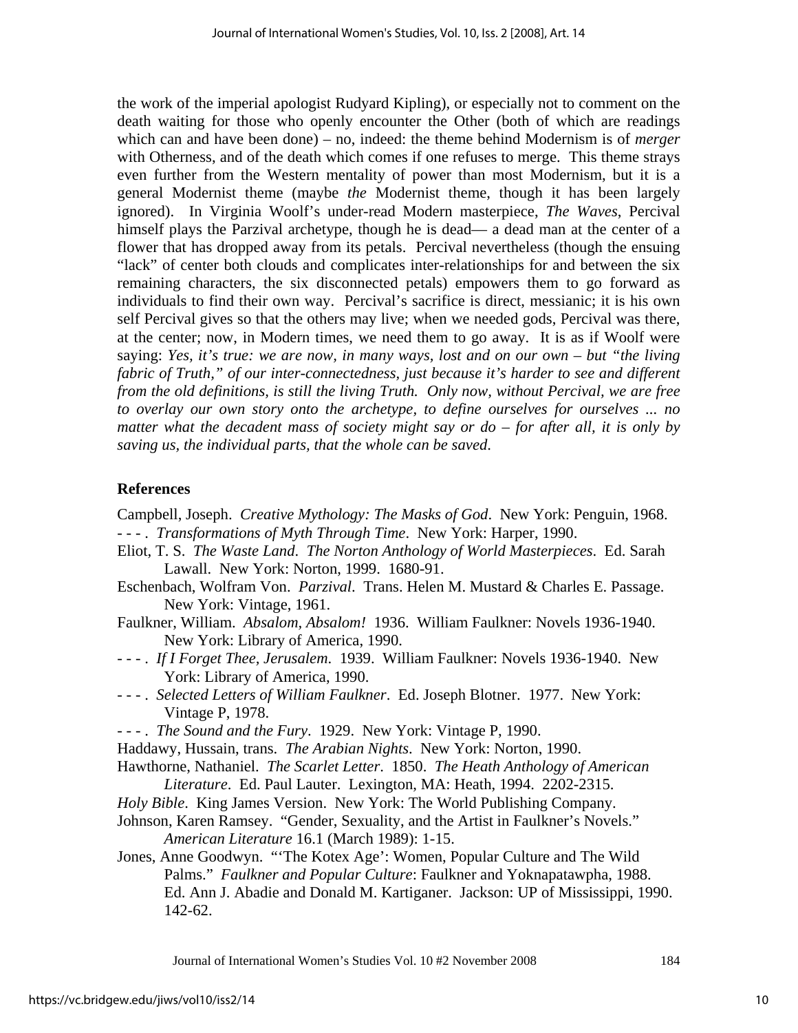the work of the imperial apologist Rudyard Kipling), or especially not to comment on the death waiting for those who openly encounter the Other (both of which are readings which can and have been done) – no, indeed: the theme behind Modernism is of *merger* with Otherness, and of the death which comes if one refuses to merge. This theme strays even further from the Western mentality of power than most Modernism, but it is a general Modernist theme (maybe *the* Modernist theme, though it has been largely ignored). In Virginia Woolf's under-read Modern masterpiece, *The Waves*, Percival himself plays the Parzival archetype, though he is dead— a dead man at the center of a flower that has dropped away from its petals. Percival nevertheless (though the ensuing "lack" of center both clouds and complicates inter-relationships for and between the six remaining characters, the six disconnected petals) empowers them to go forward as individuals to find their own way. Percival's sacrifice is direct, messianic; it is his own self Percival gives so that the others may live; when we needed gods, Percival was there, at the center; now, in Modern times, we need them to go away. It is as if Woolf were saying: *Yes, it's true: we are now, in many ways, lost and on our own – but "the living fabric of Truth," of our inter-connectedness, just because it's harder to see and different from the old definitions, is still the living Truth. Only now, without Percival, we are free to overlay our own story onto the archetype, to define ourselves for ourselves ... no matter what the decadent mass of society might say or do – for after all, it is only by saving us, the individual parts, that the whole can be saved.*

## References

Campbell, Joseph. *Creative Mythology: The Masks of God*. New York: Penguin, 1968.

- - - . *Transformations of Myth Through Time*. New York: Harper, 1990.

Eliot, T. S. *The Waste Land*. *The Norton Anthology of World Masterpieces*. Ed. Sarah Lawall. New York: Norton, 1999. 1680-91.

Eschenbach, Wolfram Von. *Parzival*. Trans. Helen M. Mustard & Charles E. Passage. New York: Vintage, 1961.

Faulkner, William. *Absalom, Absalom!* 1936. William Faulkner: Novels 1936-1940. New York: Library of America, 1990.

- - - . *If I Forget Thee, Jerusalem*. 1939. William Faulkner: Novels 1936-1940. New York: Library of America, 1990.

- - - . *Selected Letters of William Faulkner*. Ed. Joseph Blotner. 1977. New York: Vintage P, 1978.

- - - . *The Sound and the Fury*. 1929. New York: Vintage P, 1990.

Haddawy, Hussain, trans. *The Arabian Nights*. New York: Norton, 1990.

Hawthorne, Nathaniel. *The Scarlet Letter*. 1850. *The Heath Anthology of American Literature*. Ed. Paul Lauter. Lexington, MA: Heath, 1994. 2202-2315.

*Holy Bible*. King James Version. New York: The World Publishing Company.

Johnson, Karen Ramsey. "Gender, Sexuality, and the Artist in Faulkner's Novels." *American Literature* 16.1 (March 1989): 1-15.

Jones, Anne Goodwyn. "'The Kotex Age': Women, Popular Culture and The Wild Palms." *Faulkner and Popular Culture*: Faulkner and Yoknapatawpha, 1988. Ed. Ann J. Abadie and Donald M. Kartiganer. Jackson: UP of Mississippi, 1990. 142-62.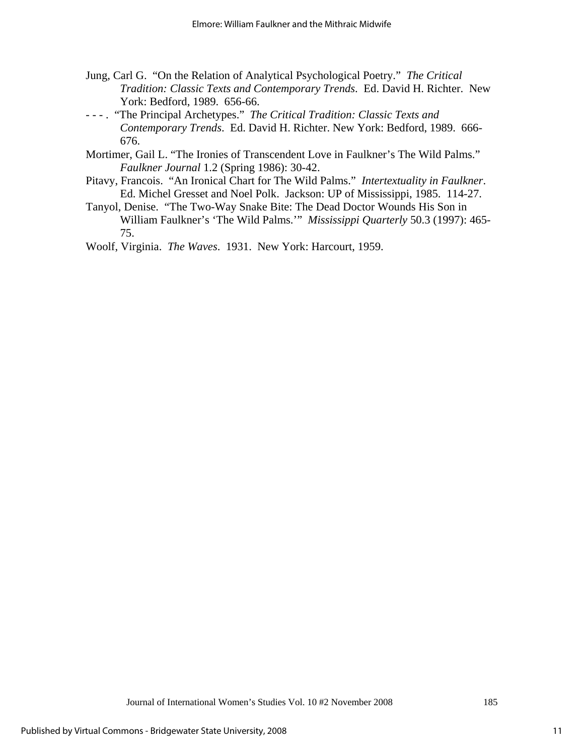Jung, Carl G. "On the Relation of Analytical Psychological Poetry." *The Critical Tradition: Classic Texts and Contemporary Trends*. Ed. David H. Richter. New York: Bedford, 1989. 656-66.

- - - . "The Principal Archetypes." *The Critical Tradition: Classic Texts and Contemporary Trends*. Ed. David H. Richter. New York: Bedford, 1989. 666-676.

Mortimer, Gail L. "The Ironies of Transcendent Love in Faulkner's The Wild Palms." *Faulkner Journal* 1.2 (Spring 1986): 30-42.

Pitavy, Francois. "An Ironical Chart for The Wild Palms." *Intertextuality in Faulkner*. Ed. Michel Gresset and Noel Polk. Jackson: UP of Mississippi, 1985. 114-27.

Tanyol, Denise. "The Two-Way Snake Bite: The Dead Doctor Wounds His Son in William Faulkner's 'The Wild Palms.'" *Mississippi Quarterly* 50.3 (1997): 465-75.

Woolf, Virginia. *The Waves*. 1931. New York: Harcourt, 1959.